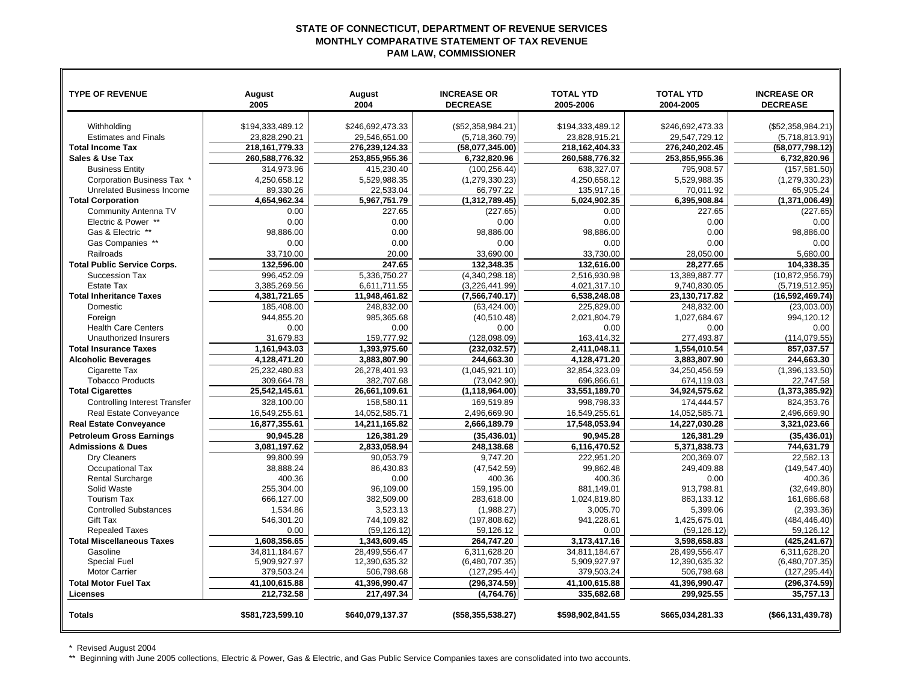# STATE OF CONNECTICUT, DEPARTMENT OF REVENUE SERVICES
## MONTHLY COMPARATIVE STATEMENT OF TAX REVENUE
### PAM LAW, COMMISSIONER

| TYPE OF REVENUE | August 2005 | August 2004 | INCREASE OR DECREASE | TOTAL YTD 2005-2006 | TOTAL YTD 2004-2005 | INCREASE OR DECREASE |
|---|---|---|---|---|---|---|
| Withholding | $194,333,489.12 | $246,692,473.33 | ($52,358,984.21) | $194,333,489.12 | $246,692,473.33 | ($52,358,984.21) |
| Estimates and Finals | 23,828,290.21 | 29,546,651.00 | (5,718,360.79) | 23,828,915.21 | 29,547,729.12 | (5,718,813.91) |
| **Total Income Tax** | **218,161,779.33** | **276,239,124.33** | **(58,077,345.00)** | **218,162,404.33** | **276,240,202.45** | **(58,077,798.12)** |
| **Sales & Use Tax** | **260,588,776.32** | **253,855,955.36** | **6,732,820.96** | **260,588,776.32** | **253,855,955.36** | **6,732,820.96** |
| Business Entity | 314,973.96 | 415,230.40 | (100,256.44) | 638,327.07 | 795,908.57 | (157,581.50) |
| Corporation Business Tax * | 4,250,658.12 | 5,529,988.35 | (1,279,330.23) | 4,250,658.12 | 5,529,988.35 | (1,279,330.23) |
| Unrelated Business Income | 89,330.26 | 22,533.04 | 66,797.22 | 135,917.16 | 70,011.92 | 65,905.24 |
| **Total Corporation** | **4,654,962.34** | **5,967,751.79** | **(1,312,789.45)** | **5,024,902.35** | **6,395,908.84** | **(1,371,006.49)** |
| Community Antenna TV | 0.00 | 227.65 | (227.65) | 0.00 | 227.65 | (227.65) |
| Electric & Power ** | 0.00 | 0.00 | 0.00 | 0.00 | 0.00 | 0.00 |
| Gas & Electric ** | 98,886.00 | 0.00 | 98,886.00 | 98,886.00 | 0.00 | 98,886.00 |
| Gas Companies ** | 0.00 | 0.00 | 0.00 | 0.00 | 0.00 | 0.00 |
| Railroads | 33,710.00 | 20.00 | 33,690.00 | 33,730.00 | 28,050.00 | 5,680.00 |
| **Total Public Service Corps.** | **132,596.00** | **247.65** | **132,348.35** | **132,616.00** | **28,277.65** | **104,338.35** |
| Succession Tax | 996,452.09 | 5,336,750.27 | (4,340,298.18) | 2,516,930.98 | 13,389,887.77 | (10,872,956.79) |
| Estate Tax | 3,385,269.56 | 6,611,711.55 | (3,226,441.99) | 4,021,317.10 | 9,740,830.05 | (5,719,512.95) |
| **Total Inheritance Taxes** | **4,381,721.65** | **11,948,461.82** | **(7,566,740.17)** | **6,538,248.08** | **23,130,717.82** | **(16,592,469.74)** |
| Domestic | 185,408.00 | 248,832.00 | (63,424.00) | 225,829.00 | 248,832.00 | (23,003.00) |
| Foreign | 944,855.20 | 985,365.68 | (40,510.48) | 2,021,804.79 | 1,027,684.67 | 994,120.12 |
| Health Care Centers | 0.00 | 0.00 | 0.00 | 0.00 | 0.00 | 0.00 |
| Unauthorized Insurers | 31,679.83 | 159,777.92 | (128,098.09) | 163,414.32 | 277,493.87 | (114,079.55) |
| **Total Insurance Taxes** | **1,161,943.03** | **1,393,975.60** | **(232,032.57)** | **2,411,048.11** | **1,554,010.54** | **857,037.57** |
| **Alcoholic Beverages** | **4,128,471.20** | **3,883,807.90** | **244,663.30** | **4,128,471.20** | **3,883,807.90** | **244,663.30** |
| Cigarette Tax | 25,232,480.83 | 26,278,401.93 | (1,045,921.10) | 32,854,323.09 | 34,250,456.59 | (1,396,133.50) |
| Tobacco Products | 309,664.78 | 382,707.68 | (73,042.90) | 696,866.61 | 674,119.03 | 22,747.58 |
| **Total Cigarettes** | **25,542,145.61** | **26,661,109.61** | **(1,118,964.00)** | **33,551,189.70** | **34,924,575.62** | **(1,373,385.92)** |
| Controlling Interest Transfer | 328,100.00 | 158,580.11 | 169,519.89 | 998,798.33 | 174,444.57 | 824,353.76 |
| Real Estate Conveyance | 16,549,255.61 | 14,052,585.71 | 2,496,669.90 | 16,549,255.61 | 14,052,585.71 | 2,496,669.90 |
| **Real Estate Conveyance** | **16,877,355.61** | **14,211,165.82** | **2,666,189.79** | **17,548,053.94** | **14,227,030.28** | **3,321,023.66** |
| **Petroleum Gross Earnings** | **90,945.28** | **126,381.29** | **(35,436.01)** | **90,945.28** | **126,381.29** | **(35,436.01)** |
| **Admissions & Dues** | **3,081,197.62** | **2,833,058.94** | **248,138.68** | **6,116,470.52** | **5,371,838.73** | **744,631.79** |
| Dry Cleaners | 99,800.99 | 90,053.79 | 9,747.20 | 222,951.20 | 200,369.07 | 22,582.13 |
| Occupational Tax | 38,888.24 | 86,430.83 | (47,542.59) | 99,862.48 | 249,409.88 | (149,547.40) |
| Rental Surcharge | 400.36 | 0.00 | 400.36 | 400.36 | 0.00 | 400.36 |
| Solid Waste | 255,304.00 | 96,109.00 | 159,195.00 | 881,149.01 | 913,798.81 | (32,649.80) |
| Tourism Tax | 666,127.00 | 382,509.00 | 283,618.00 | 1,024,819.80 | 863,133.12 | 161,686.68 |
| Controlled Substances | 1,534.86 | 3,523.13 | (1,988.27) | 3,005.70 | 5,399.06 | (2,393.36) |
| Gift Tax | 546,301.20 | 744,109.82 | (197,808.62) | 941,228.61 | 1,425,675.01 | (484,446.40) |
| Repealed Taxes | 0.00 | (59,126.12) | 59,126.12 | 0.00 | (59,126.12) | 59,126.12 |
| **Total Miscellaneous Taxes** | **1,608,356.65** | **1,343,609.45** | **264,747.20** | **3,173,417.16** | **3,598,658.83** | **(425,241.67)** |
| Gasoline | 34,811,184.67 | 28,499,556.47 | 6,311,628.20 | 34,811,184.67 | 28,499,556.47 | 6,311,628.20 |
| Special Fuel | 5,909,927.97 | 12,390,635.32 | (6,480,707.35) | 5,909,927.97 | 12,390,635.32 | (6,480,707.35) |
| Motor Carrier | 379,503.24 | 506,798.68 | (127,295.44) | 379,503.24 | 506,798.68 | (127,295.44) |
| **Total Motor Fuel Tax** | **41,100,615.88** | **41,396,990.47** | **(296,374.59)** | **41,100,615.88** | **41,396,990.47** | **(296,374.59)** |
| **Licenses** | **212,732.58** | **217,497.34** | **(4,764.76)** | **335,682.68** | **299,925.55** | **35,757.13** |
| **Totals** | **$581,723,599.10** | **$640,079,137.37** | **($58,355,538.27)** | **$598,902,841.55** | **$665,034,281.33** | **($66,131,439.78)** |

\* Revised August 2004

** Beginning with June 2005 collections, Electric & Power, Gas & Electric, and Gas Public Service Companies taxes are consolidated into two accounts.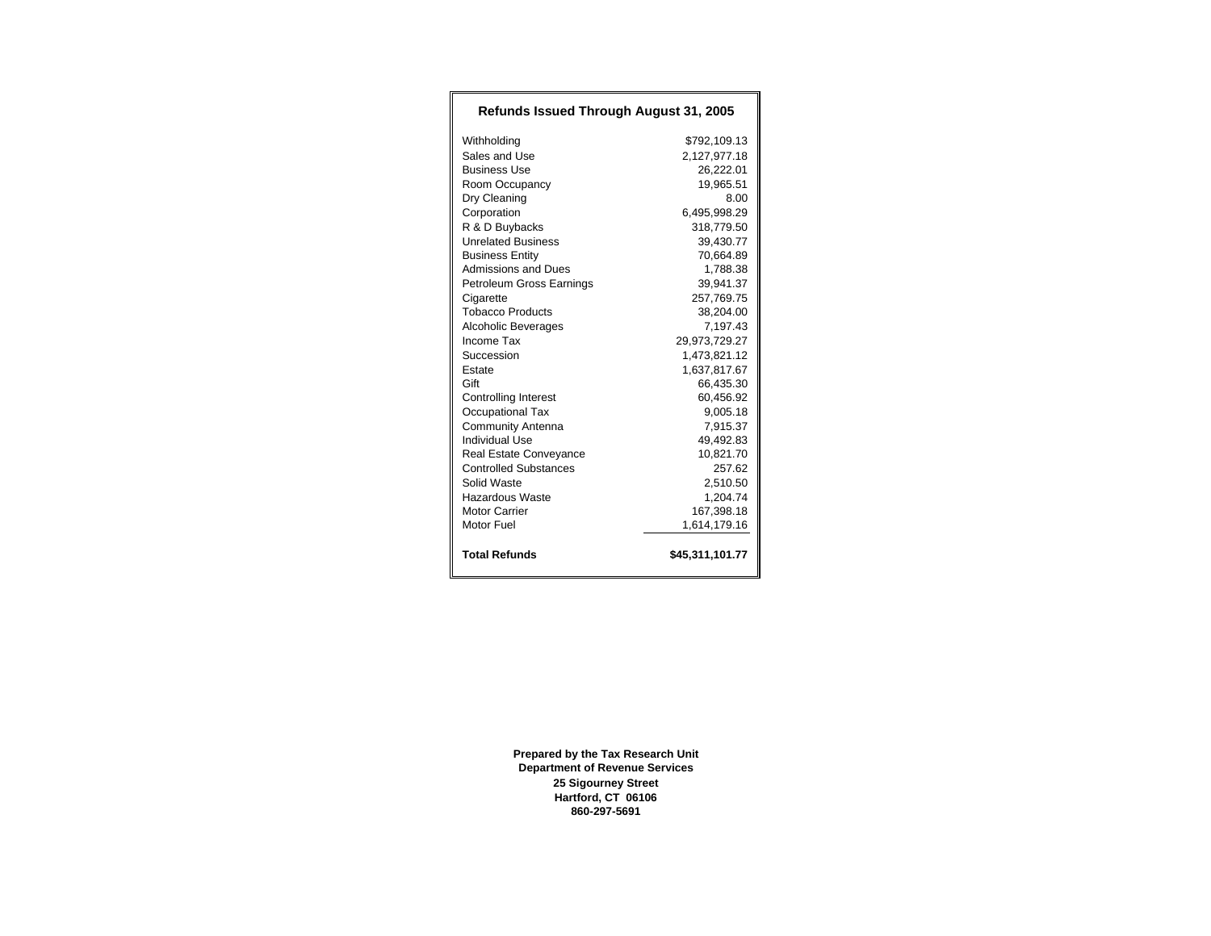## Refunds Issued Through August 31, 2005

| | |
|---|---|
| Withholding | $792,109.13 |
| Sales and Use | 2,127,977.18 |
| Business Use | 26,222.01 |
| Room Occupancy | 19,965.51 |
| Dry Cleaning | 8.00 |
| Corporation | 6,495,998.29 |
| R & D Buybacks | 318,779.50 |
| Unrelated Business | 39,430.77 |
| Business Entity | 70,664.89 |
| Admissions and Dues | 1,788.38 |
| Petroleum Gross Earnings | 39,941.37 |
| Cigarette | 257,769.75 |
| Tobacco Products | 38,204.00 |
| Alcoholic Beverages | 7,197.43 |
| Income Tax | 29,973,729.27 |
| Succession | 1,473,821.12 |
| Estate | 1,637,817.67 |
| Gift | 66,435.30 |
| Controlling Interest | 60,456.92 |
| Occupational Tax | 9,005.18 |
| Community Antenna | 7,915.37 |
| Individual Use | 49,492.83 |
| Real Estate Conveyance | 10,821.70 |
| Controlled Substances | 257.62 |
| Solid Waste | 2,510.50 |
| Hazardous Waste | 1,204.74 |
| Motor Carrier | 167,398.18 |
| Motor Fuel | 1,614,179.16 |
| **Total Refunds** | **$45,311,101.77** |

**Prepared by the Tax Research Unit**
**Department of Revenue Services**
**25 Sigourney Street**
**Hartford, CT 06106**
**860-297-5691**